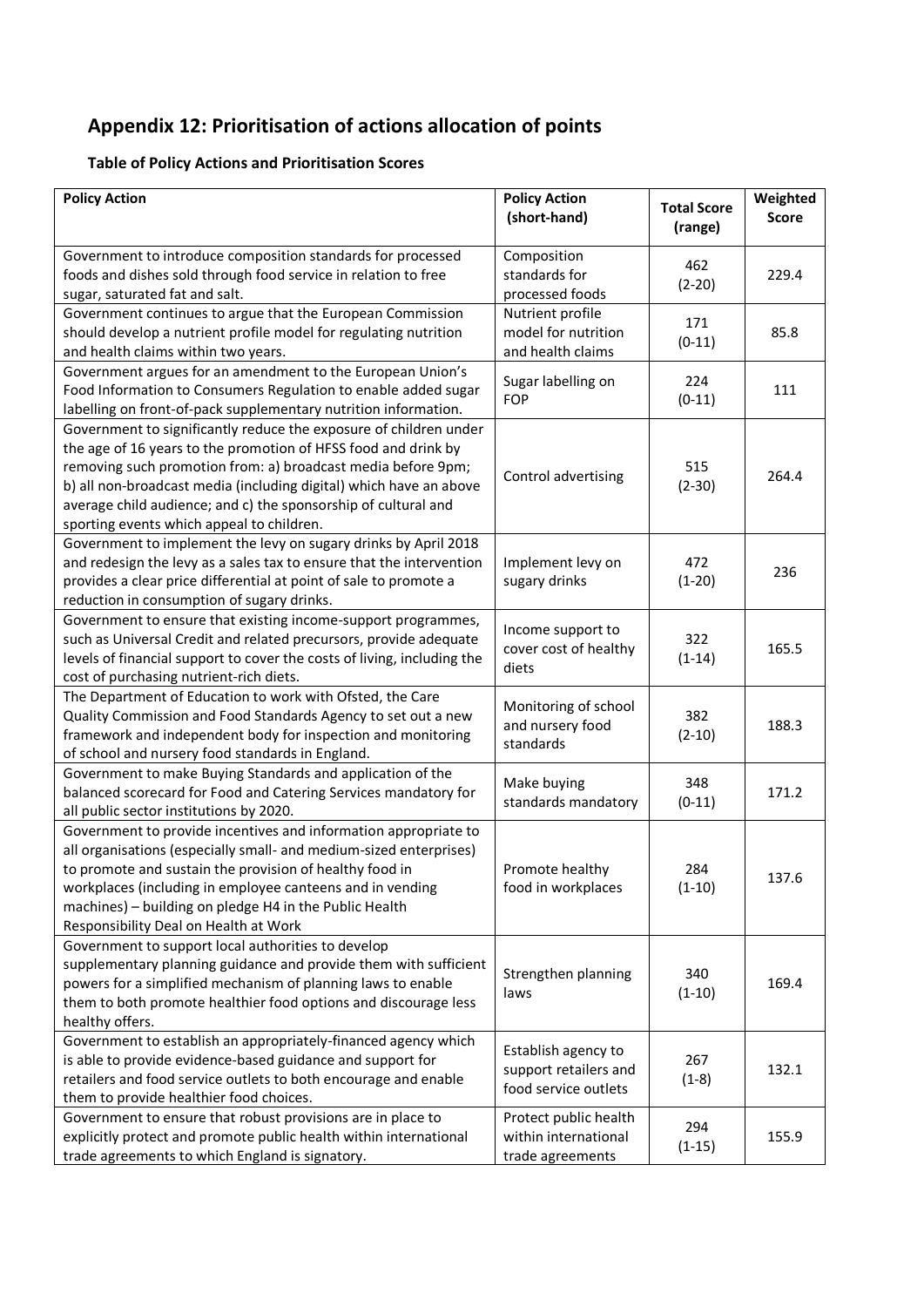## Appendix 12: Prioritisation of actions allocation of points

### Table of Policy Actions and Prioritisation Scores

| Policy Action | Policy Action (short-hand) | Total Score (range) | Weighted Score |
|---|---|---|---|
| Government to introduce composition standards for processed foods and dishes sold through food service in relation to free sugar, saturated fat and salt. | Composition standards for processed foods | 462 (2-20) | 229.4 |
| Government continues to argue that the European Commission should develop a nutrient profile model for regulating nutrition and health claims within two years. | Nutrient profile model for nutrition and health claims | 171 (0-11) | 85.8 |
| Government argues for an amendment to the European Union's Food Information to Consumers Regulation to enable added sugar labelling on front-of-pack supplementary nutrition information. | Sugar labelling on FOP | 224 (0-11) | 111 |
| Government to significantly reduce the exposure of children under the age of 16 years to the promotion of HFSS food and drink by removing such promotion from: a) broadcast media before 9pm; b) all non-broadcast media (including digital) which have an above average child audience; and c) the sponsorship of cultural and sporting events which appeal to children. | Control advertising | 515 (2-30) | 264.4 |
| Government to implement the levy on sugary drinks by April 2018 and redesign the levy as a sales tax to ensure that the intervention provides a clear price differential at point of sale to promote a reduction in consumption of sugary drinks. | Implement levy on sugary drinks | 472 (1-20) | 236 |
| Government to ensure that existing income-support programmes, such as Universal Credit and related precursors, provide adequate levels of financial support to cover the costs of living, including the cost of purchasing nutrient-rich diets. | Income support to cover cost of healthy diets | 322 (1-14) | 165.5 |
| The Department of Education to work with Ofsted, the Care Quality Commission and Food Standards Agency to set out a new framework and independent body for inspection and monitoring of school and nursery food standards in England. | Monitoring of school and nursery food standards | 382 (2-10) | 188.3 |
| Government to make Buying Standards and application of the balanced scorecard for Food and Catering Services mandatory for all public sector institutions by 2020. | Make buying standards mandatory | 348 (0-11) | 171.2 |
| Government to provide incentives and information appropriate to all organisations (especially small- and medium-sized enterprises) to promote and sustain the provision of healthy food in workplaces (including in employee canteens and in vending machines) – building on pledge H4 in the Public Health Responsibility Deal on Health at Work | Promote healthy food in workplaces | 284 (1-10) | 137.6 |
| Government to support local authorities to develop supplementary planning guidance and provide them with sufficient powers for a simplified mechanism of planning laws to enable them to both promote healthier food options and discourage less healthy offers. | Strengthen planning laws | 340 (1-10) | 169.4 |
| Government to establish an appropriately-financed agency which is able to provide evidence-based guidance and support for retailers and food service outlets to both encourage and enable them to provide healthier food choices. | Establish agency to support retailers and food service outlets | 267 (1-8) | 132.1 |
| Government to ensure that robust provisions are in place to explicitly protect and promote public health within international trade agreements to which England is signatory. | Protect public health within international trade agreements | 294 (1-15) | 155.9 |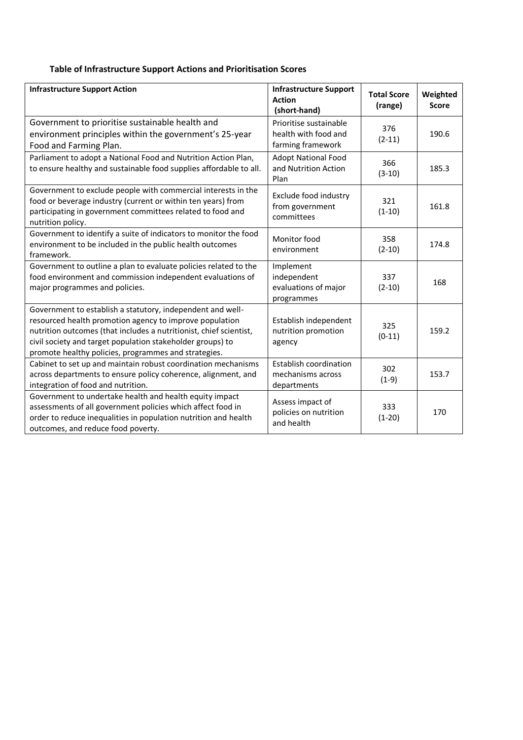**Table of Infrastructure Support Actions and Prioritisation Scores**

| Infrastructure Support Action | Infrastructure Support Action (short-hand) | Total Score (range) | Weighted Score |
|---|---|---|---|
| Government to prioritise sustainable health and environment principles within the government's 25-year Food and Farming Plan. | Prioritise sustainable health with food and farming framework | 376 (2-11) | 190.6 |
| Parliament to adopt a National Food and Nutrition Action Plan, to ensure healthy and sustainable food supplies affordable to all. | Adopt National Food and Nutrition Action Plan | 366 (3-10) | 185.3 |
| Government to exclude people with commercial interests in the food or beverage industry (current or within ten years) from participating in government committees related to food and nutrition policy. | Exclude food industry from government committees | 321 (1-10) | 161.8 |
| Government to identify a suite of indicators to monitor the food environment to be included in the public health outcomes framework. | Monitor food environment | 358 (2-10) | 174.8 |
| Government to outline a plan to evaluate policies related to the food environment and commission independent evaluations of major programmes and policies. | Implement independent evaluations of major programmes | 337 (2-10) | 168 |
| Government to establish a statutory, independent and well-resourced health promotion agency to improve population nutrition outcomes (that includes a nutritionist, chief scientist, civil society and target population stakeholder groups) to promote healthy policies, programmes and strategies. | Establish independent nutrition promotion agency | 325 (0-11) | 159.2 |
| Cabinet to set up and maintain robust coordination mechanisms across departments to ensure policy coherence, alignment, and integration of food and nutrition. | Establish coordination mechanisms across departments | 302 (1-9) | 153.7 |
| Government to undertake health and health equity impact assessments of all government policies which affect food in order to reduce inequalities in population nutrition and health outcomes, and reduce food poverty. | Assess impact of policies on nutrition and health | 333 (1-20) | 170 |